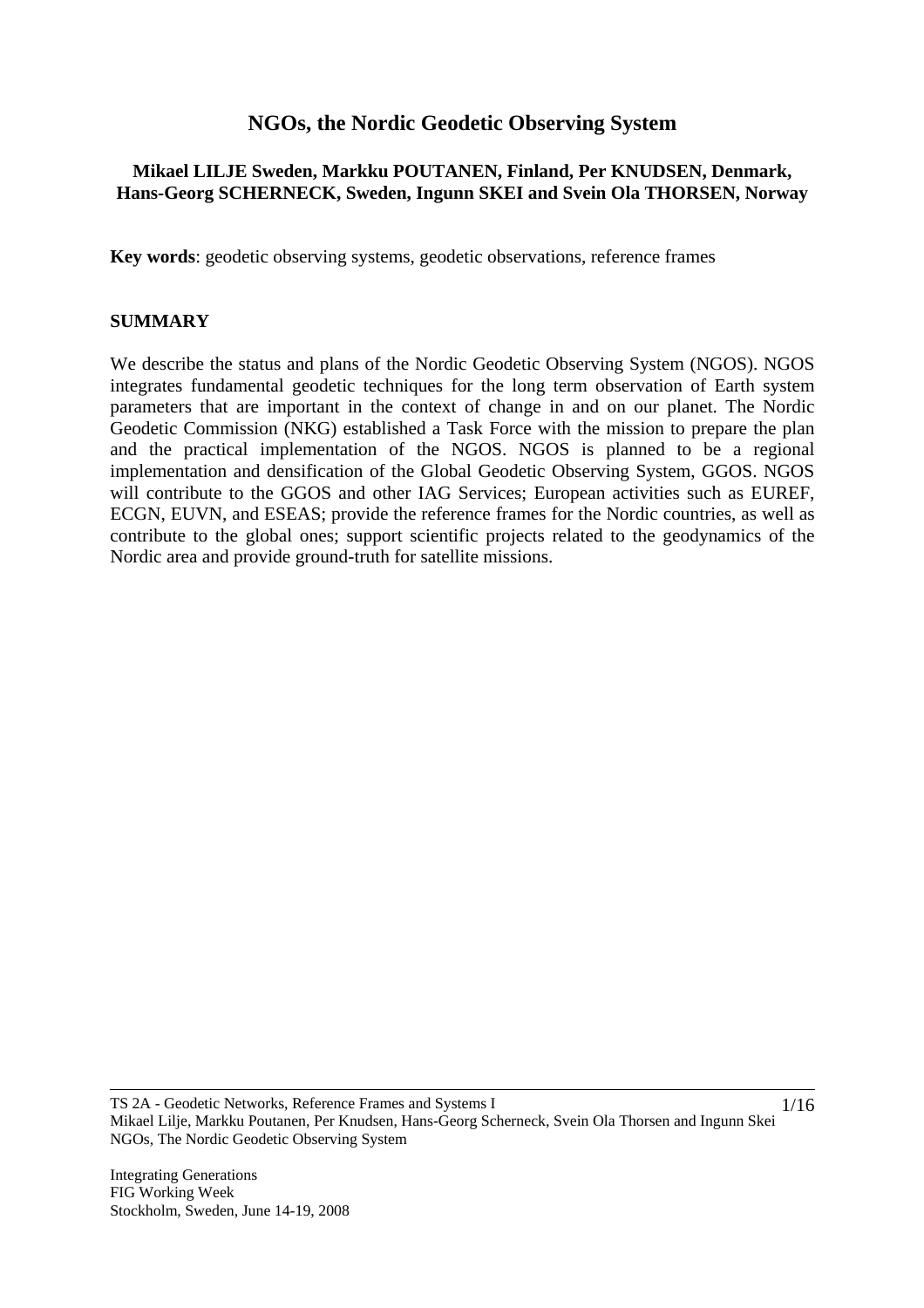# NGOs, the Nordic Geodetic Observing System

**Mikael LILJE Sweden, Markku POUTANEN, Finland, Per KNUDSEN, Denmark, Hans-Georg SCHERNECK, Sweden, Ingunn SKEI and Svein Ola THORSEN, Norway**

**Key words**: geodetic observing systems, geodetic observations, reference frames

## SUMMARY

We describe the status and plans of the Nordic Geodetic Observing System (NGOS). NGOS integrates fundamental geodetic techniques for the long term observation of Earth system parameters that are important in the context of change in and on our planet. The Nordic Geodetic Commission (NKG) established a Task Force with the mission to prepare the plan and the practical implementation of the NGOS. NGOS is planned to be a regional implementation and densification of the Global Geodetic Observing System, GGOS. NGOS will contribute to the GGOS and other IAG Services; European activities such as EUREF, ECGN, EUVN, and ESEAS; provide the reference frames for the Nordic countries, as well as contribute to the global ones; support scientific projects related to the geodynamics of the Nordic area and provide ground-truth for satellite missions.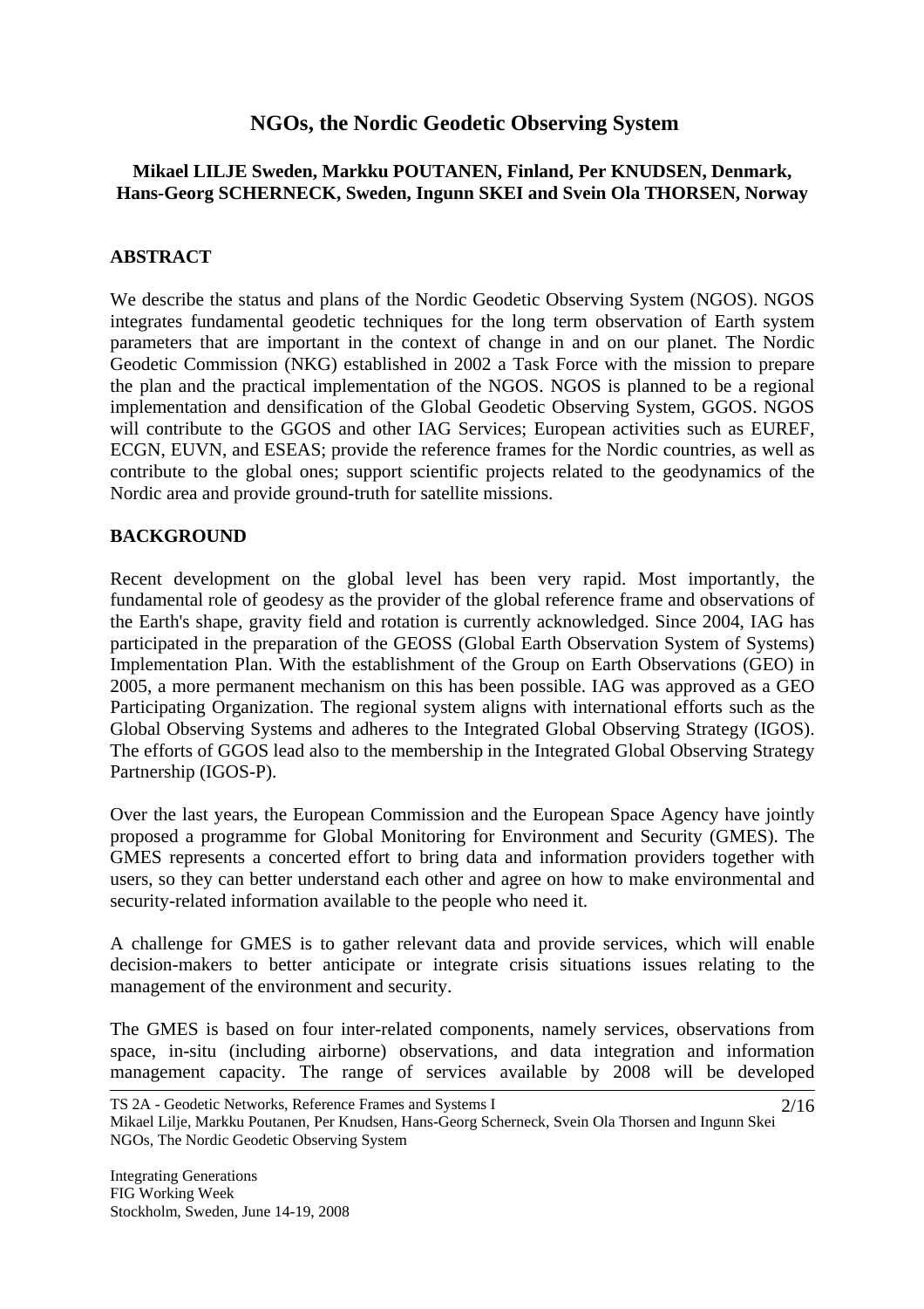# NGOs, the Nordic Geodetic Observing System

**Mikael LILJE Sweden, Markku POUTANEN, Finland, Per KNUDSEN, Denmark, Hans-Georg SCHERNECK, Sweden, Ingunn SKEI and Svein Ola THORSEN, Norway**

## ABSTRACT

We describe the status and plans of the Nordic Geodetic Observing System (NGOS). NGOS integrates fundamental geodetic techniques for the long term observation of Earth system parameters that are important in the context of change in and on our planet. The Nordic Geodetic Commission (NKG) established in 2002 a Task Force with the mission to prepare the plan and the practical implementation of the NGOS. NGOS is planned to be a regional implementation and densification of the Global Geodetic Observing System, GGOS. NGOS will contribute to the GGOS and other IAG Services; European activities such as EUREF, ECGN, EUVN, and ESEAS; provide the reference frames for the Nordic countries, as well as contribute to the global ones; support scientific projects related to the geodynamics of the Nordic area and provide ground-truth for satellite missions.

## BACKGROUND

Recent development on the global level has been very rapid. Most importantly, the fundamental role of geodesy as the provider of the global reference frame and observations of the Earth's shape, gravity field and rotation is currently acknowledged. Since 2004, IAG has participated in the preparation of the GEOSS (Global Earth Observation System of Systems) Implementation Plan. With the establishment of the Group on Earth Observations (GEO) in 2005, a more permanent mechanism on this has been possible. IAG was approved as a GEO Participating Organization. The regional system aligns with international efforts such as the Global Observing Systems and adheres to the Integrated Global Observing Strategy (IGOS). The efforts of GGOS lead also to the membership in the Integrated Global Observing Strategy Partnership (IGOS-P).

Over the last years, the European Commission and the European Space Agency have jointly proposed a programme for Global Monitoring for Environment and Security (GMES). The GMES represents a concerted effort to bring data and information providers together with users, so they can better understand each other and agree on how to make environmental and security-related information available to the people who need it.

A challenge for GMES is to gather relevant data and provide services, which will enable decision-makers to better anticipate or integrate crisis situations issues relating to the management of the environment and security.

The GMES is based on four inter-related components, namely services, observations from space, in-situ (including airborne) observations, and data integration and information management capacity. The range of services available by 2008 will be developed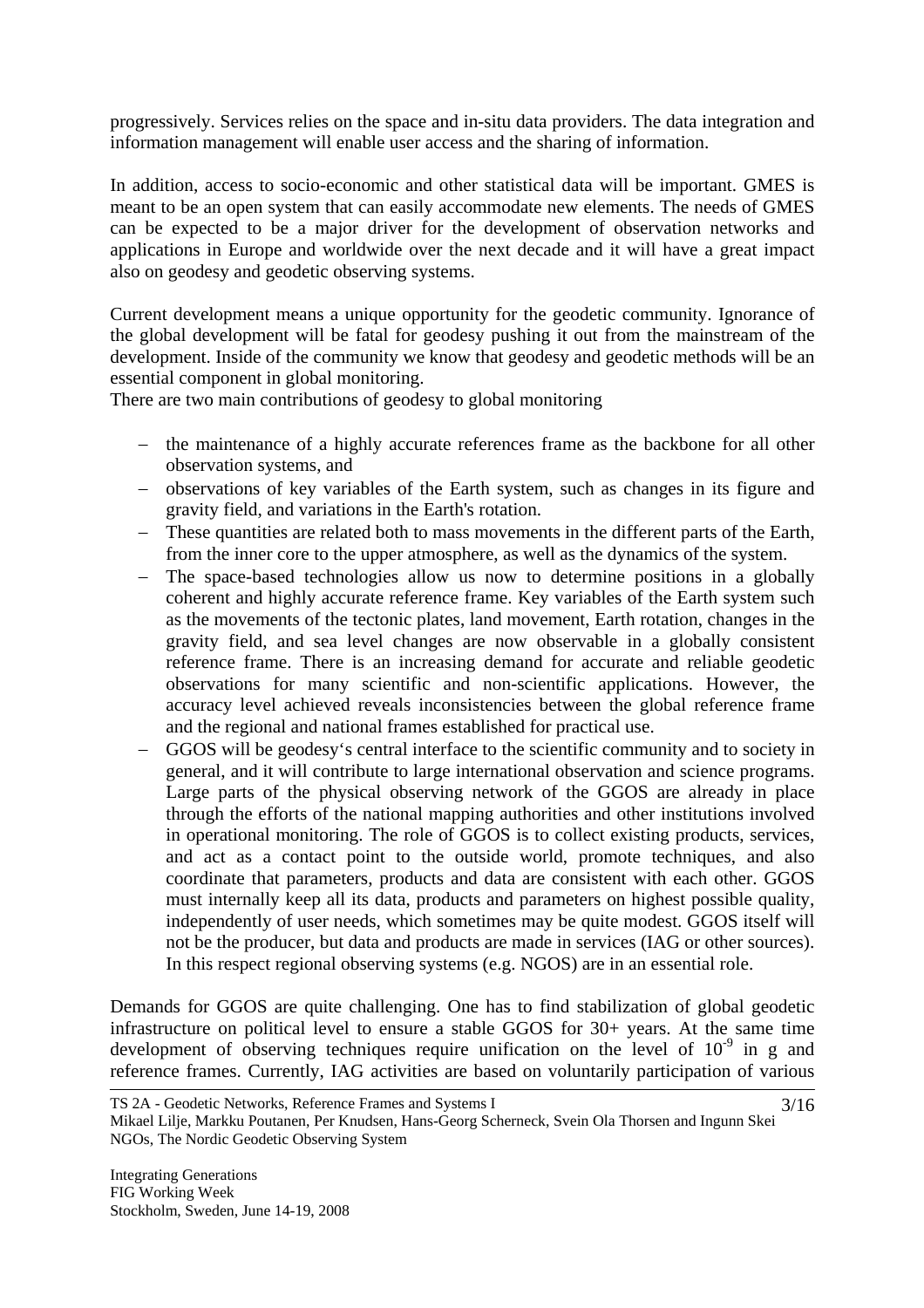progressively. Services relies on the space and in-situ data providers. The data integration and information management will enable user access and the sharing of information.

In addition, access to socio-economic and other statistical data will be important. GMES is meant to be an open system that can easily accommodate new elements. The needs of GMES can be expected to be a major driver for the development of observation networks and applications in Europe and worldwide over the next decade and it will have a great impact also on geodesy and geodetic observing systems.

Current development means a unique opportunity for the geodetic community. Ignorance of the global development will be fatal for geodesy pushing it out from the mainstream of the development. Inside of the community we know that geodesy and geodetic methods will be an essential component in global monitoring.

There are two main contributions of geodesy to global monitoring

- the maintenance of a highly accurate references frame as the backbone for all other observation systems, and
- observations of key variables of the Earth system, such as changes in its figure and gravity field, and variations in the Earth's rotation.
- These quantities are related both to mass movements in the different parts of the Earth, from the inner core to the upper atmosphere, as well as the dynamics of the system.
- The space-based technologies allow us now to determine positions in a globally coherent and highly accurate reference frame. Key variables of the Earth system such as the movements of the tectonic plates, land movement, Earth rotation, changes in the gravity field, and sea level changes are now observable in a globally consistent reference frame. There is an increasing demand for accurate and reliable geodetic observations for many scientific and non-scientific applications. However, the accuracy level achieved reveals inconsistencies between the global reference frame and the regional and national frames established for practical use.
- GGOS will be geodesy's central interface to the scientific community and to society in general, and it will contribute to large international observation and science programs. Large parts of the physical observing network of the GGOS are already in place through the efforts of the national mapping authorities and other institutions involved in operational monitoring. The role of GGOS is to collect existing products, services, and act as a contact point to the outside world, promote techniques, and also coordinate that parameters, products and data are consistent with each other. GGOS must internally keep all its data, products and parameters on highest possible quality, independently of user needs, which sometimes may be quite modest. GGOS itself will not be the producer, but data and products are made in services (IAG or other sources). In this respect regional observing systems (e.g. NGOS) are in an essential role.

Demands for GGOS are quite challenging. One has to find stabilization of global geodetic infrastructure on political level to ensure a stable GGOS for 30+ years. At the same time development of observing techniques require unification on the level of $10^{-9}$ in g and reference frames. Currently, IAG activities are based on voluntarily participation of various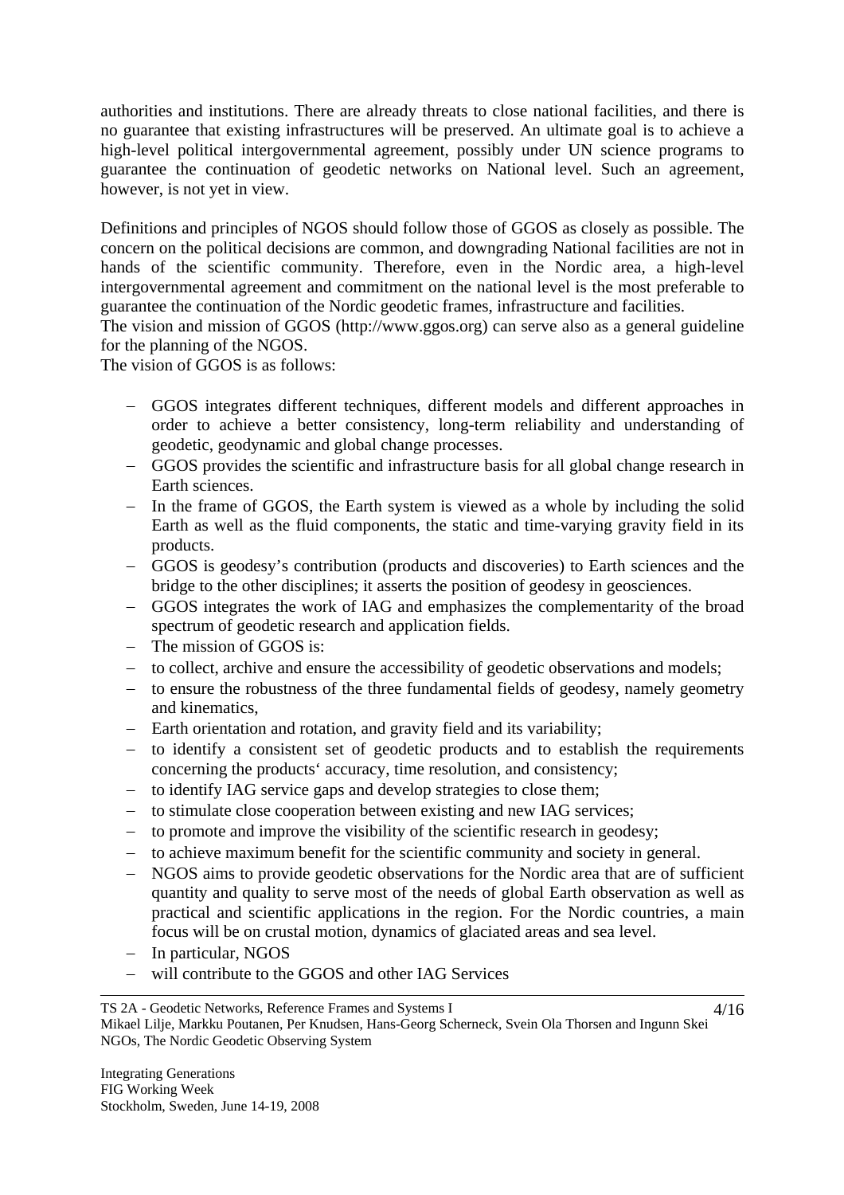authorities and institutions. There are already threats to close national facilities, and there is no guarantee that existing infrastructures will be preserved. An ultimate goal is to achieve a high-level political intergovernmental agreement, possibly under UN science programs to guarantee the continuation of geodetic networks on National level. Such an agreement, however, is not yet in view.

Definitions and principles of NGOS should follow those of GGOS as closely as possible. The concern on the political decisions are common, and downgrading National facilities are not in hands of the scientific community. Therefore, even in the Nordic area, a high-level intergovernmental agreement and commitment on the national level is the most preferable to guarantee the continuation of the Nordic geodetic frames, infrastructure and facilities.
The vision and mission of GGOS (http://www.ggos.org) can serve also as a general guideline for the planning of the NGOS.
The vision of GGOS is as follows:

- GGOS integrates different techniques, different models and different approaches in order to achieve a better consistency, long-term reliability and understanding of geodetic, geodynamic and global change processes.
- GGOS provides the scientific and infrastructure basis for all global change research in Earth sciences.
- In the frame of GGOS, the Earth system is viewed as a whole by including the solid Earth as well as the fluid components, the static and time-varying gravity field in its products.
- GGOS is geodesy's contribution (products and discoveries) to Earth sciences and the bridge to the other disciplines; it asserts the position of geodesy in geosciences.
- GGOS integrates the work of IAG and emphasizes the complementarity of the broad spectrum of geodetic research and application fields.
- The mission of GGOS is:
- to collect, archive and ensure the accessibility of geodetic observations and models;
- to ensure the robustness of the three fundamental fields of geodesy, namely geometry and kinematics,
- Earth orientation and rotation, and gravity field and its variability;
- to identify a consistent set of geodetic products and to establish the requirements concerning the products' accuracy, time resolution, and consistency;
- to identify IAG service gaps and develop strategies to close them;
- to stimulate close cooperation between existing and new IAG services;
- to promote and improve the visibility of the scientific research in geodesy;
- to achieve maximum benefit for the scientific community and society in general.
- NGOS aims to provide geodetic observations for the Nordic area that are of sufficient quantity and quality to serve most of the needs of global Earth observation as well as practical and scientific applications in the region. For the Nordic countries, a main focus will be on crustal motion, dynamics of glaciated areas and sea level.
- In particular, NGOS
- will contribute to the GGOS and other IAG Services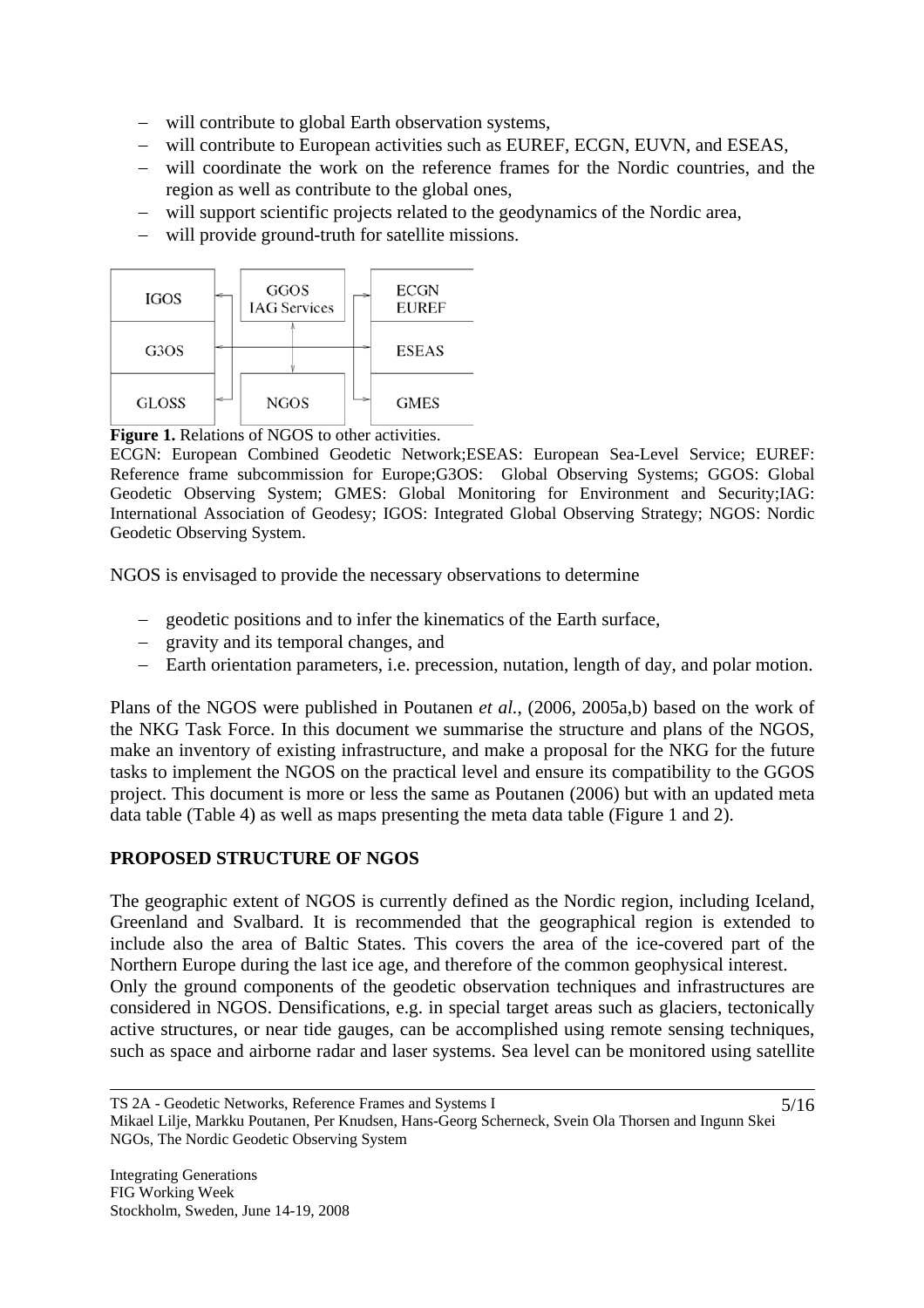- will contribute to global Earth observation systems,
- will contribute to European activities such as EUREF, ECGN, EUVN, and ESEAS,
- will coordinate the work on the reference frames for the Nordic countries, and the region as well as contribute to the global ones,
- will support scientific projects related to the geodynamics of the Nordic area,
- will provide ground-truth for satellite missions.

| | | |
|---|---|---|
| IGOS | GGOS IAG Services | ECGN EUREF |
| G3OS | | ESEAS |
| GLOSS | NGOS | GMES |

**Figure 1.** Relations of NGOS to other activities.

ECGN: European Combined Geodetic Network;ESEAS: European Sea-Level Service; EUREF: Reference frame subcommission for Europe;G3OS: Global Observing Systems; GGOS: Global Geodetic Observing System; GMES: Global Monitoring for Environment and Security;IAG: International Association of Geodesy; IGOS: Integrated Global Observing Strategy; NGOS: Nordic Geodetic Observing System.

NGOS is envisaged to provide the necessary observations to determine

- geodetic positions and to infer the kinematics of the Earth surface,
- gravity and its temporal changes, and
- Earth orientation parameters, i.e. precession, nutation, length of day, and polar motion.

Plans of the NGOS were published in Poutanen *et al.*, (2006, 2005a,b) based on the work of the NKG Task Force. In this document we summarise the structure and plans of the NGOS, make an inventory of existing infrastructure, and make a proposal for the NKG for the future tasks to implement the NGOS on the practical level and ensure its compatibility to the GGOS project. This document is more or less the same as Poutanen (2006) but with an updated meta data table (Table 4) as well as maps presenting the meta data table (Figure 1 and 2).

## PROPOSED STRUCTURE OF NGOS

The geographic extent of NGOS is currently defined as the Nordic region, including Iceland, Greenland and Svalbard. It is recommended that the geographical region is extended to include also the area of Baltic States. This covers the area of the ice-covered part of the Northern Europe during the last ice age, and therefore of the common geophysical interest.
Only the ground components of the geodetic observation techniques and infrastructures are considered in NGOS. Densifications, e.g. in special target areas such as glaciers, tectonically active structures, or near tide gauges, can be accomplished using remote sensing techniques, such as space and airborne radar and laser systems. Sea level can be monitored using satellite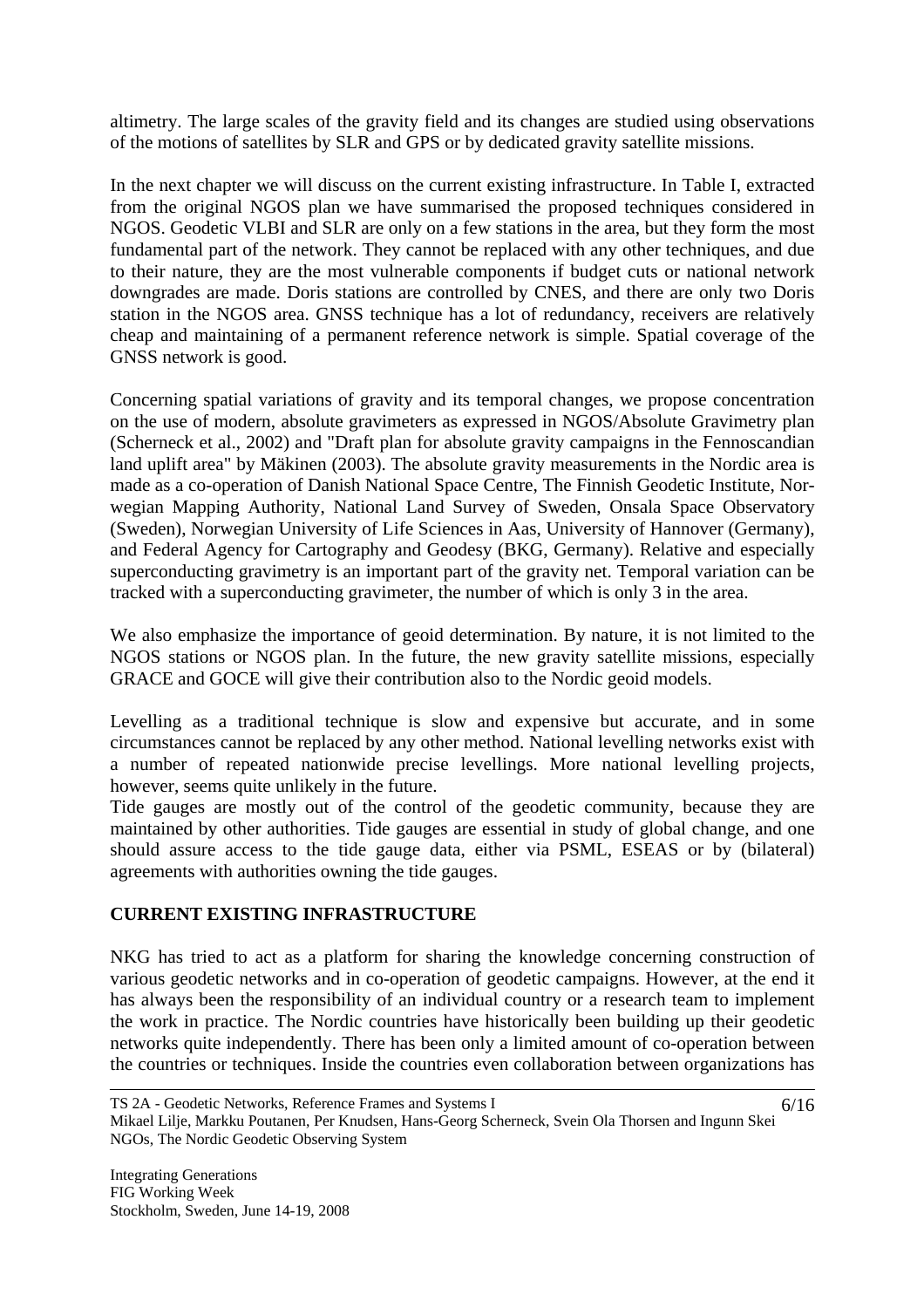altimetry. The large scales of the gravity field and its changes are studied using observations of the motions of satellites by SLR and GPS or by dedicated gravity satellite missions.

In the next chapter we will discuss on the current existing infrastructure. In Table I, extracted from the original NGOS plan we have summarised the proposed techniques considered in NGOS. Geodetic VLBI and SLR are only on a few stations in the area, but they form the most fundamental part of the network. They cannot be replaced with any other techniques, and due to their nature, they are the most vulnerable components if budget cuts or national network downgrades are made. Doris stations are controlled by CNES, and there are only two Doris station in the NGOS area. GNSS technique has a lot of redundancy, receivers are relatively cheap and maintaining of a permanent reference network is simple. Spatial coverage of the GNSS network is good.

Concerning spatial variations of gravity and its temporal changes, we propose concentration on the use of modern, absolute gravimeters as expressed in NGOS/Absolute Gravimetry plan (Scherneck et al., 2002) and "Draft plan for absolute gravity campaigns in the Fennoscandian land uplift area" by Mäkinen (2003). The absolute gravity measurements in the Nordic area is made as a co-operation of Danish National Space Centre, The Finnish Geodetic Institute, Norwegian Mapping Authority, National Land Survey of Sweden, Onsala Space Observatory (Sweden), Norwegian University of Life Sciences in Aas, University of Hannover (Germany), and Federal Agency for Cartography and Geodesy (BKG, Germany). Relative and especially superconducting gravimetry is an important part of the gravity net. Temporal variation can be tracked with a superconducting gravimeter, the number of which is only 3 in the area.

We also emphasize the importance of geoid determination. By nature, it is not limited to the NGOS stations or NGOS plan. In the future, the new gravity satellite missions, especially GRACE and GOCE will give their contribution also to the Nordic geoid models.

Levelling as a traditional technique is slow and expensive but accurate, and in some circumstances cannot be replaced by any other method. National levelling networks exist with a number of repeated nationwide precise levellings. More national levelling projects, however, seems quite unlikely in the future.
Tide gauges are mostly out of the control of the geodetic community, because they are maintained by other authorities. Tide gauges are essential in study of global change, and one should assure access to the tide gauge data, either via PSML, ESEAS or by (bilateral) agreements with authorities owning the tide gauges.

## CURRENT EXISTING INFRASTRUCTURE

NKG has tried to act as a platform for sharing the knowledge concerning construction of various geodetic networks and in co-operation of geodetic campaigns. However, at the end it has always been the responsibility of an individual country or a research team to implement the work in practice. The Nordic countries have historically been building up their geodetic networks quite independently. There has been only a limited amount of co-operation between the countries or techniques. Inside the countries even collaboration between organizations has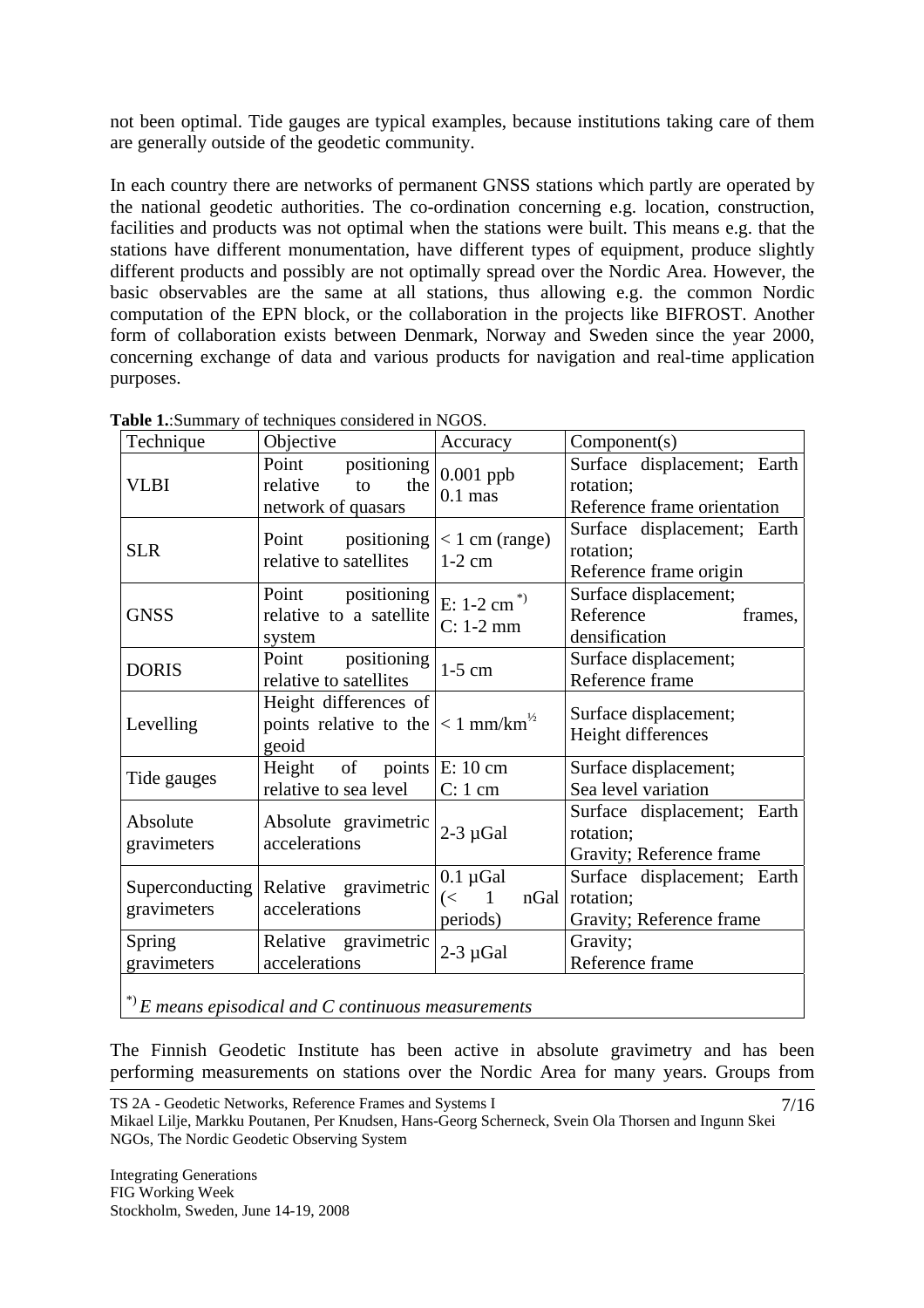not been optimal. Tide gauges are typical examples, because institutions taking care of them are generally outside of the geodetic community.

In each country there are networks of permanent GNSS stations which partly are operated by the national geodetic authorities. The co-ordination concerning e.g. location, construction, facilities and products was not optimal when the stations were built. This means e.g. that the stations have different monumentation, have different types of equipment, produce slightly different products and possibly are not optimally spread over the Nordic Area. However, the basic observables are the same at all stations, thus allowing e.g. the common Nordic computation of the EPN block, or the collaboration in the projects like BIFROST. Another form of collaboration exists between Denmark, Norway and Sweden since the year 2000, concerning exchange of data and various products for navigation and real-time application purposes.

**Table 1.**:Summary of techniques considered in NGOS.

| Technique | Objective | Accuracy | Component(s) |
|---|---|---|---|
| VLBI | Point positioning relative to the network of quasars | 0.001 ppb<br>0.1 mas | Surface displacement; Earth rotation;<br>Reference frame orientation |
| SLR | Point positioning relative to satellites | < 1 cm (range)<br>1-2 cm | Surface displacement; Earth rotation;<br>Reference frame origin |
| GNSS | Point positioning relative to a satellite system | E: 1-2 cm *)<br>C: 1-2 mm | Surface displacement;<br>Reference frames, densification |
| DORIS | Point positioning relative to satellites | 1-5 cm | Surface displacement;<br>Reference frame |
| Levelling | Height differences of points relative to the geoid | < 1 mm/km$^{½}$ | Surface displacement;<br>Height differences |
| Tide gauges | Height of points relative to sea level | E: 10 cm<br>C: 1 cm | Surface displacement;<br>Sea level variation |
| Absolute gravimeters | Absolute gravimetric accelerations | 2-3 µGal | Surface displacement; Earth rotation;<br>Gravity; Reference frame |
| Superconducting gravimeters | Relative gravimetric accelerations | 0.1 µGal<br>(< 1 nGal periods) | Surface displacement; Earth rotation;<br>Gravity; Reference frame |
| Spring gravimeters | Relative gravimetric accelerations | 2-3 µGal | Gravity;<br>Reference frame |

*) *E means episodical and C continuous measurements*

The Finnish Geodetic Institute has been active in absolute gravimetry and has been performing measurements on stations over the Nordic Area for many years. Groups from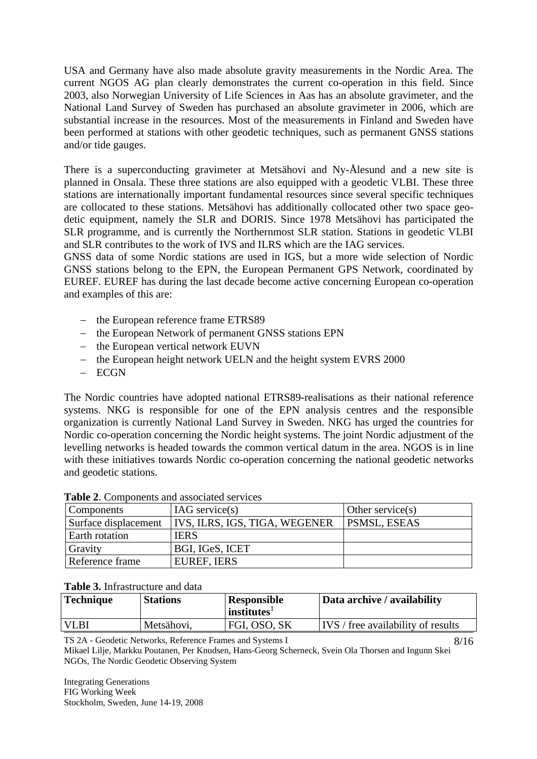USA and Germany have also made absolute gravity measurements in the Nordic Area. The current NGOS AG plan clearly demonstrates the current co-operation in this field. Since 2003, also Norwegian University of Life Sciences in Aas has an absolute gravimeter, and the National Land Survey of Sweden has purchased an absolute gravimeter in 2006, which are substantial increase in the resources. Most of the measurements in Finland and Sweden have been performed at stations with other geodetic techniques, such as permanent GNSS stations and/or tide gauges.

There is a superconducting gravimeter at Metsähovi and Ny-Ålesund and a new site is planned in Onsala. These three stations are also equipped with a geodetic VLBI. These three stations are internationally important fundamental resources since several specific techniques are collocated to these stations. Metsähovi has additionally collocated other two space geodetic equipment, namely the SLR and DORIS. Since 1978 Metsähovi has participated the SLR programme, and is currently the Northernmost SLR station. Stations in geodetic VLBI and SLR contributes to the work of IVS and ILRS which are the IAG services.
GNSS data of some Nordic stations are used in IGS, but a more wide selection of Nordic GNSS stations belong to the EPN, the European Permanent GPS Network, coordinated by EUREF. EUREF has during the last decade become active concerning European co-operation and examples of this are:

- the European reference frame ETRS89
- the European Network of permanent GNSS stations EPN
- the European vertical network EUVN
- the European height network UELN and the height system EVRS 2000
- ECGN

The Nordic countries have adopted national ETRS89-realisations as their national reference systems. NKG is responsible for one of the EPN analysis centres and the responsible organization is currently National Land Survey in Sweden. NKG has urged the countries for Nordic co-operation concerning the Nordic height systems. The joint Nordic adjustment of the levelling networks is headed towards the common vertical datum in the area. NGOS is in line with these initiatives towards Nordic co-operation concerning the national geodetic networks and geodetic stations.

**Table 2**. Components and associated services

| Components | IAG service(s) | Other service(s) |
|---|---|---|
| Surface displacement | IVS, ILRS, IGS, TIGA, WEGENER | PSMSL, ESEAS |
| Earth rotation | IERS | |
| Gravity | BGI, IGeS, ICET | |
| Reference frame | EUREF, IERS | |

**Table 3.** Infrastructure and data

| Technique | Stations | Responsible institutes[1] | Data archive / availability |
|---|---|---|---|
| VLBI | Metsähovi, | FGI, OSO, SK | IVS / free availability of results |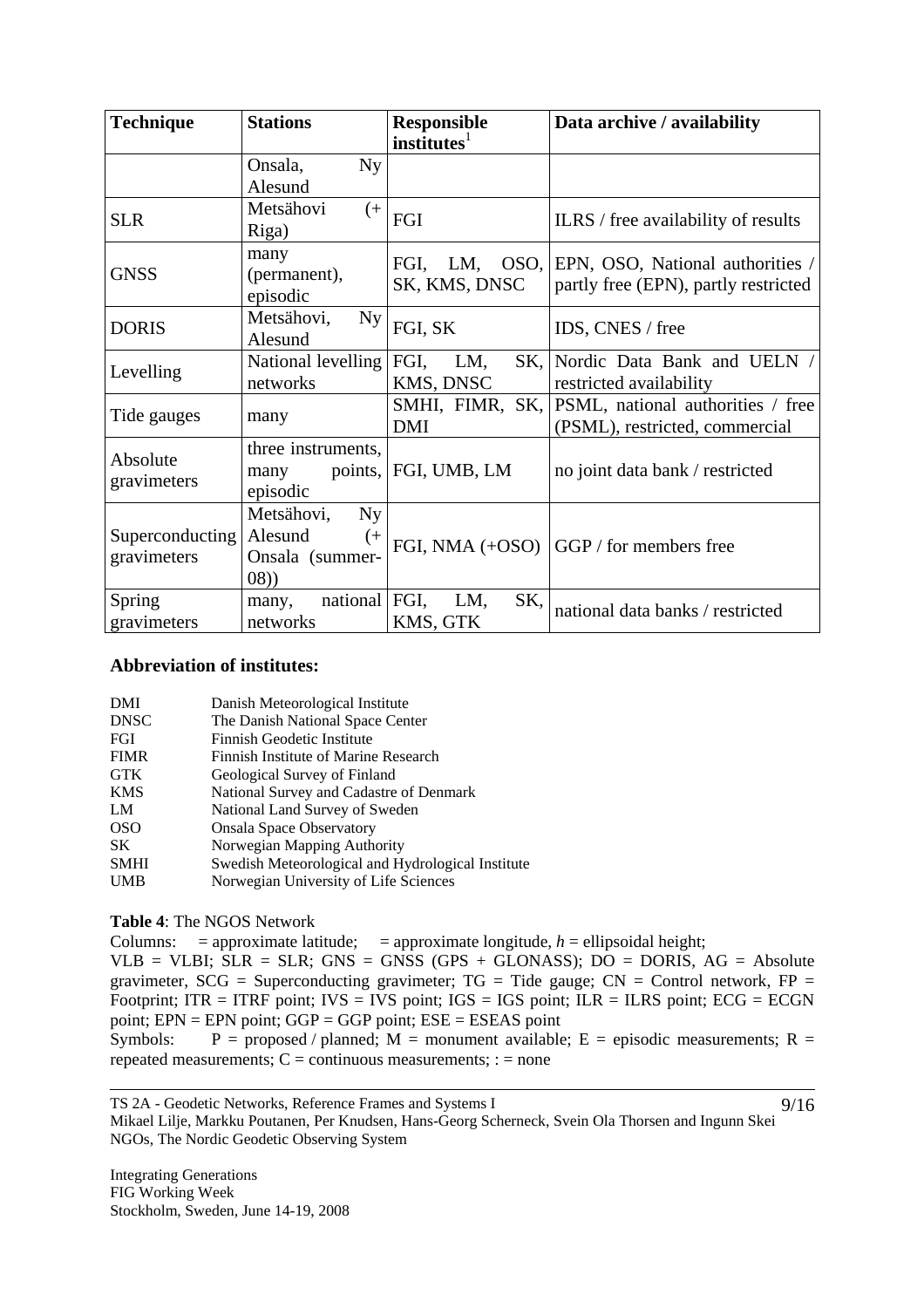| Technique | Stations | Responsible institutes[1] | Data archive / availability |
|---|---|---|---|
| | Onsala, Ny Alesund | | |
| SLR | Metsähovi (+ Riga) | FGI | ILRS / free availability of results |
| GNSS | many (permanent), episodic | FGI, LM, OSO, SK, KMS, DNSC | EPN, OSO, National authorities / partly free (EPN), partly restricted |
| DORIS | Metsähovi, Ny Alesund | FGI, SK | IDS, CNES / free |
| Levelling | National levelling networks | FGI, LM, SK, KMS, DNSC | Nordic Data Bank and UELN / restricted availability |
| Tide gauges | many | SMHI, FIMR, SK, DMI | PSML, national authorities / free (PSML), restricted, commercial |
| Absolute gravimeters | three instruments, many points, episodic | FGI, UMB, LM | no joint data bank / restricted |
| Superconducting gravimeters | Metsähovi, Ny Alesund (+ Onsala (summer-08)) | FGI, NMA (+OSO) | GGP / for members free |
| Spring gravimeters | many, national networks | FGI, LM, SK, KMS, GTK | national data banks / restricted |

### Abbreviation of institutes:

| | |
|---|---|
| DMI | Danish Meteorological Institute |
| DNSC | The Danish National Space Center |
| FGI | Finnish Geodetic Institute |
| FIMR | Finnish Institute of Marine Research |
| GTK | Geological Survey of Finland |
| KMS | National Survey and Cadastre of Denmark |
| LM | National Land Survey of Sweden |
| OSO | Onsala Space Observatory |
| SK | Norwegian Mapping Authority |
| SMHI | Swedish Meteorological and Hydrological Institute |
| UMB | Norwegian University of Life Sciences |

**Table 4**: The NGOS Network

Columns: = approximate latitude; = approximate longitude, $h$ = ellipsoidal height; VLB = VLBI; SLR = SLR; GNS = GNSS (GPS + GLONASS); DO = DORIS, AG = Absolute gravimeter, SCG = Superconducting gravimeter; TG = Tide gauge; CN = Control network, FP = Footprint; ITR = ITRF point; IVS = IVS point; IGS = IGS point; ILR = ILRS point; ECG = ECGN point; EPN = EPN point; GGP = GGP point; ESE = ESEAS point

Symbols: P = proposed / planned; M = monument available; E = episodic measurements; R = repeated measurements; C = continuous measurements; : = none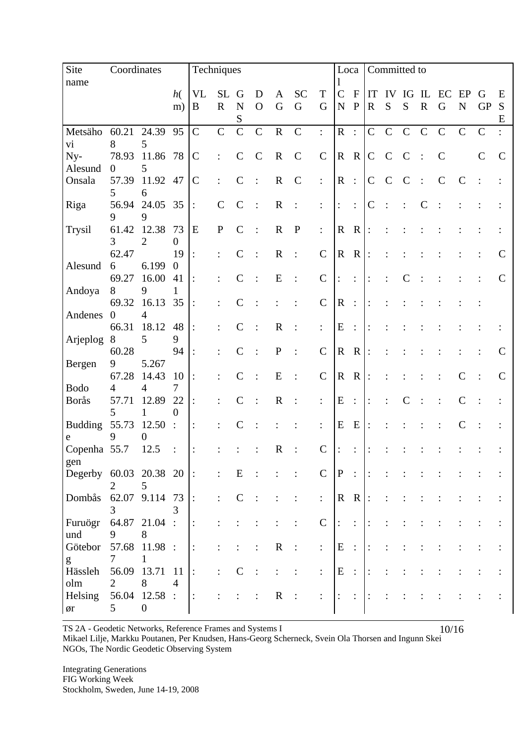| Site name | Coordinates | | | Techniques | | | | | | | Local | | Committed to | | | | | | | |
|---|---|---|---|---|---|---|---|---|---|---|---|---|---|---|---|---|---|---|---|---|
| | | | *h*(m) | VLB | SLR | GNS | DO | AG | SCG | TG | CN | FP | ITR | IVS | IGS | ILR | ECG | EPN | GGP | ESE |
| Metsähovi | 60.218 | 24.395 | 95 | C | C | C | C | R | C | : | R | : | C | C | C | C | C | C | C | : |
| Ny-Alesund | 78.930 | 11.865 | 78 | C | : | C | C | R | C | C | R | R | C | C | C | : | C | | C | C |
| Onsala | 57.395 | 11.926 | 47 | C | : | C | : | R | C | : | R | : | C | C | C | : | C | C | : | : |
| Riga | 56.949 | 24.059 | 35 | : | C | C | : | R | : | : | : | : | C | : | : | C | : | : | : | : |
| Trysil | 61.423 | 12.382 | 730 | E | P | C | : | R | P | : | R | R | : | : | : | : | : | : | : | : |
| Alesund | 62.476 | 6.199 | 190 | : | : | C | : | R | : | C | R | R | : | : | : | : | : | : | : | C |
| Andoya | 69.278 | 16.009 | 411 | : | : | C | : | E | : | C | : | : | : | : | C | : | : | : | : | C |
| Andenes | 69.320 | 16.134 | 35 | : | : | C | : | : | : | C | R | : | : | : | : | : | : | : | : | |
| Arjeplog | 66.318 | 18.125 | 489 | : | : | C | : | R | : | : | E | : | : | : | : | : | : | : | : | : |
| Bergen | 60.289 | 5.267 | 94 | : | : | C | : | P | : | C | R | R | : | : | : | : | : | : | : | C |
| Bodo | 67.284 | 14.434 | 107 | : | : | C | : | E | : | C | R | R | : | : | : | : | : | C | : | C |
| Borås | 57.715 | 12.891 | 220 | : | : | C | : | R | : | : | E | : | : | : | C | : | : | C | : | : |
| Buddinge | 55.739 | 12.500 | : | : | : | C | : | : | : | : | E | E | : | : | : | : | : | C | : | : |
| Copenhagen | 55.7 | 12.5 | : | : | : | : | : | R | : | C | : | : | : | : | : | : | : | : | : | : |
| Degerby | 60.032 | 20.385 | 20 | : | : | E | : | : | : | C | P | : | : | : | : | : | : | : | : | : |
| Dombås | 62.073 | 9.114 | 733 | : | : | C | : | : | : | : | R | R | : | : | : | : | : | : | : | : |
| Furuögrund | 64.879 | 21.048 | : | : | : | : | : | : | : | C | : | : | : | : | : | : | : | : | : | : |
| Göteborg | 57.687 | 11.981 | : | : | : | : | : | R | : | : | E | : | : | : | : | : | : | : | : | : |
| Hässleholm | 56.092 | 13.718 | 114 | : | : | C | : | : | : | : | E | : | : | : | : | : | : | : | : | : |
| Helsingør | 56.045 | 12.580 | : | : | : | : | : | R | : | : | : | : | : | : | : | : | : | : | : | : |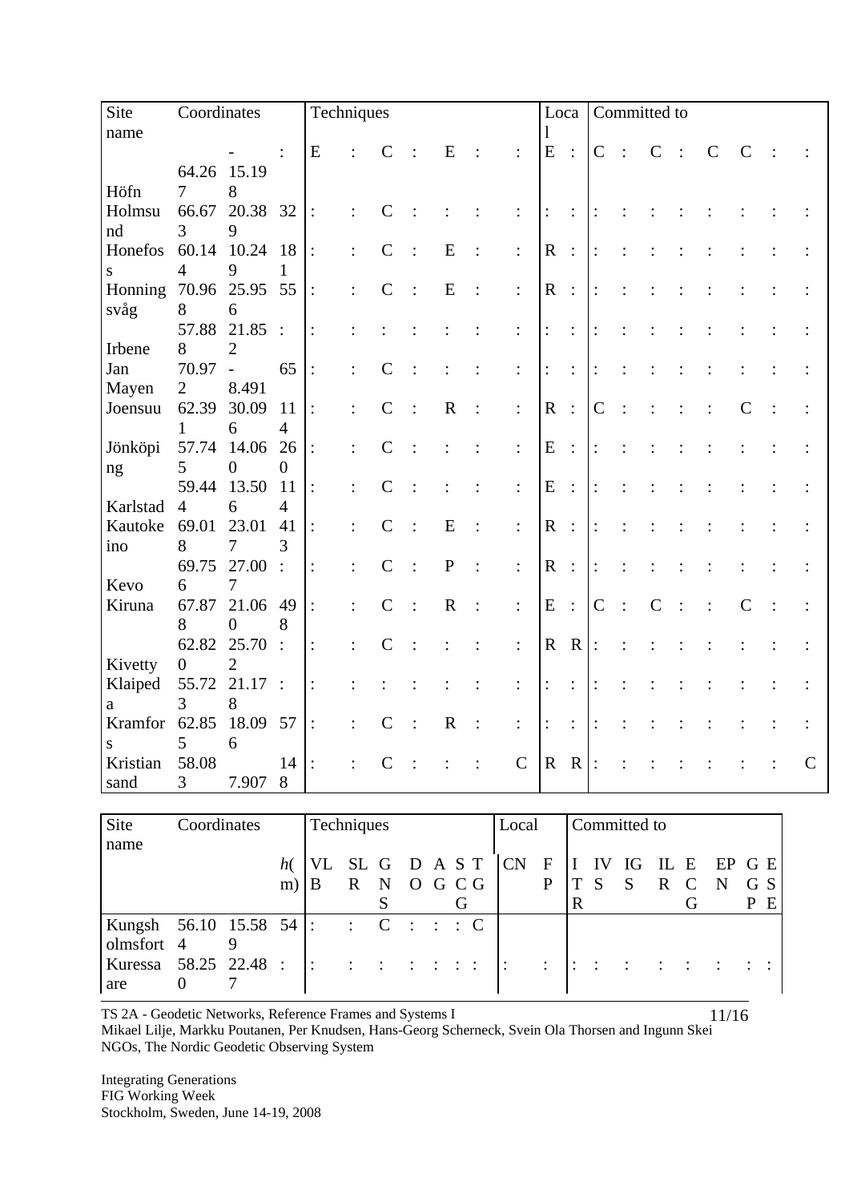| Site name | Coordinates | | | Techniques | | | | | | | Local | | Committed to | | | | | | | |
|---|---|---|---|---|---|---|---|---|---|---|---|---|---|---|---|---|---|---|---|---|
| | | | h(m) | VLB | SLR | GNS | DO | AG | SCG | TG | CN | FP | ITR | IVS | IGS | ILR | ECG | EPN | GGP | ESE |
| Höfn | 64.267 | -15.198 | : | E | : | C | : | E | : | : | E | : | C | : | C | : | C | C | : | : |
| Holmsund | 66.673 | 20.389 | 32 | : | : | C | : | : | : | : | : | : | : | : | : | : | : | : | : | : |
| Honefoss | 60.144 | 10.249 | 181 | : | : | C | : | E | : | : | R | : | : | : | : | : | : | : | : | : |
| Honningsvåg | 70.968 | 25.956 | 55 | : | : | C | : | E | : | : | R | : | : | : | : | : | : | : | : | : |
| Irbene | 57.888 | 21.852 | : | : | : | : | : | : | : | : | : | : | : | : | : | : | : | : | : | : |
| Jan Mayen | 70.972 | -8.491 | 65 | : | : | C | : | : | : | : | : | : | : | : | : | : | : | : | : | : |
| Joensuu | 62.391 | 30.096 | 114 | : | : | C | : | R | : | : | R | : | C | : | : | : | : | C | : | : |
| Jönköping | 57.745 | 14.060 | 260 | : | : | C | : | : | : | : | E | : | : | : | : | : | : | : | : | : |
| Karlstad | 59.444 | 13.506 | 114 | : | : | C | : | : | : | : | E | : | : | : | : | : | : | : | : | : |
| Kautokeino | 69.018 | 23.017 | 413 | : | : | C | : | E | : | : | R | : | : | : | : | : | : | : | : | : |
| Kevo | 69.756 | 27.007 | : | : | : | C | : | P | : | : | R | : | : | : | : | : | : | : | : | : |
| Kiruna | 67.878 | 21.060 | 498 | : | : | C | : | R | : | : | E | : | C | : | C | : | : | C | : | : |
| Kivetty | 62.820 | 25.702 | : | : | : | C | : | : | : | : | R | R | : | : | : | : | : | : | : | : |
| Klaipeda | 55.723 | 21.178 | : | : | : | : | : | : | : | : | : | : | : | : | : | : | : | : | : | : |
| Kramfors | 62.855 | 18.096 | 57 | : | : | C | : | R | : | : | : | : | : | : | : | : | : | : | : | : |
| Kristiansand | 58.083 | 7.907 | 148 | : | : | C | : | : | : | C | R | R | : | : | : | : | : | : | : | C |
| Kungsholmsfort | 56.104 | 15.589 | 54 | : | : | C | : | : | : | C | | | | | | | | | | |
| Kuressaare | 58.250 | 22.487 | : | : | : | : | : | : | : | : | : | : | : | : | : | : | : | : | : | : |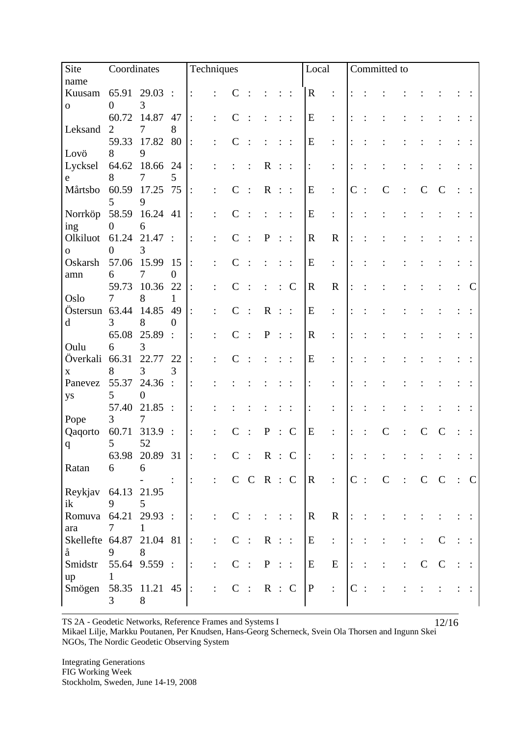| Site name | Coordinates | | | Techniques | | | | | | | Local | | Committed to | | | | | | | |
|---|---|---|---|---|---|---|---|---|---|---|---|---|---|---|---|---|---|---|---|---|
| Kuusamo | 65.910 | 29.033 | : | : | : | C | : | : | : | : | R | : | : | : | : | : | : | : | : | : |
| Leksand | 60.722 | 14.877 | 478 | : | : | C | : | : | : | : | E | : | : | : | : | : | : | : | : | : |
| Lovö | 59.338 | 17.829 | 80 | : | : | C | : | : | : | : | E | : | : | : | : | : | : | : | : | : |
| Lycksele | 64.628 | 18.667 | 245 | : | : | : | : | R | : | : | : | : | : | : | : | : | : | : | : | : |
| Mårtsbo | 60.595 | 17.259 | 75 | : | : | C | : | R | : | : | E | : | C | : | C | : | C | C | : | : |
| Norrköping | 58.590 | 16.246 | 41 | : | : | C | : | : | : | : | E | : | : | : | : | : | : | : | : | : |
| Olkiluoto | 61.240 | 21.473 | : | : | : | C | : | P | : | : | R | R | : | : | : | : | : | : | : | : |
| Oskarshamn | 57.066 | 15.997 | 150 | : | : | C | : | : | : | : | E | : | : | : | : | : | : | : | : | : |
| Oslo | 59.737 | 10.368 | 221 | : | : | C | : | : | : | C | R | R | : | : | : | : | : | : | : | C |
| Östersund | 63.443 | 14.858 | 490 | : | : | C | : | R | : | : | E | : | : | : | : | : | : | : | : | : |
| Oulu | 65.086 | 25.893 | : | : | : | C | : | P | : | : | R | : | : | : | : | : | : | : | : | : |
| Överkalix | 66.318 | 22.773 | 223 | : | : | C | : | : | : | : | E | : | : | : | : | : | : | : | : | : |
| Panevezys | 55.375 | 24.360 | : | : | : | : | : | : | : | : | : | : | : | : | : | : | : | : | : | : |
| Pope | 57.403 | 21.857 | : | : | : | : | : | : | : | : | : | : | : | : | : | : | : | : | : | : |
| Qaqortoq | 60.715 | 313.952 | : | : | : | C | : | P | : | C | E | : | : | : | C | : | C | C | : | : |
| Ratan | 63.986 | 20.896 | 31 | : | : | C | : | R | : | C | : | : | : | : | : | : | : | : | : | : |
| Reykjavik | 64.139 | -21.955 | : | : | : | C | C | R | : | C | R | : | C | : | C | : | C | C | : | C |
| Romuvaara | 64.217 | 29.931 | : | : | : | C | : | : | : | : | R | R | : | : | : | : | : | : | : | : |
| Skellefteå | 64.879 | 21.048 | 81 | : | : | C | : | R | : | : | E | : | : | : | : | : | : | C | : | : |
| Smidstrup | 55.641 | 9.559 | : | : | : | C | : | P | : | : | E | E | : | : | : | : | C | C | : | : |
| Smögen | 58.353 | 11.218 | 45 | : | : | C | : | R | : | C | P | : | C | : | : | : | : | : | : | : |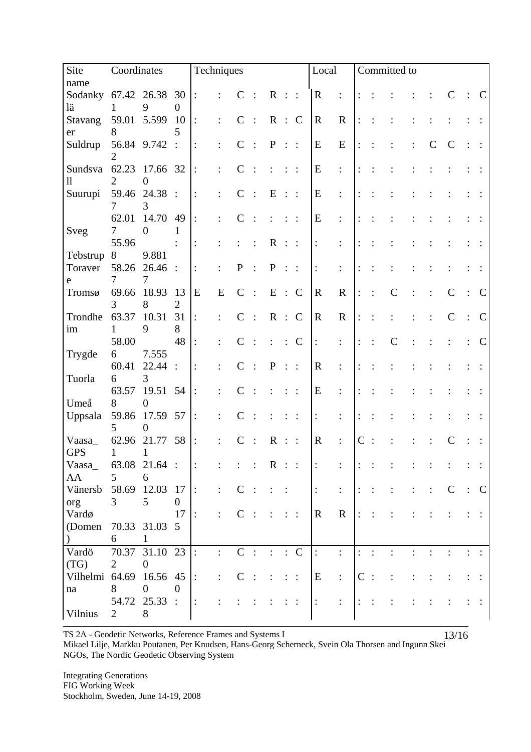| Site name | Coordinates | | | Techniques | | | | | | | Local | | Committed to | | | | | | | |
|---|---|---|---|---|---|---|---|---|---|---|---|---|---|---|---|---|---|---|---|---|
| Sodankylä | 67.421 | 26.389 | 300 | : | : | C | : | R | : | : | R | : | : | : | : | : | : | C | : | C |
| Stavanger | 59.018 | 5.599 | 105 | : | : | C | : | R | : | C | R | R | : | : | : | : | : | : | : | : |
| Suldrup | 56.842 | 9.742 | : | : | : | C | : | P | : | : | E | E | : | : | : | : | C | C | : | : |
| Sundsvall | 62.232 | 17.660 | 32 | : | : | C | : | : | : | : | E | : | : | : | : | : | : | : | : | : |
| Suurupi | 59.467 | 24.383 | : | : | : | C | : | E | : | : | E | : | : | : | : | : | : | : | : | : |
| Sveg | 62.017 | 14.700 | 491 | : | : | C | : | : | : | : | E | : | : | : | : | : | : | : | : | : |
| Tebstrup | 55.968 | 9.881 | : | : | : | : | : | R | : | : | : | : | : | : | : | : | : | : | : | : |
| Toravere | 58.267 | 26.467 | : | : | : | P | : | P | : | : | : | : | : | : | : | : | : | : | : | : |
| Tromsø | 69.663 | 18.938 | 132 | E | E | C | : | E | : | C | R | R | : | : | C | : | : | C | : | C |
| Trondheim | 63.371 | 10.319 | 318 | : | : | C | : | R | : | C | R | R | : | : | : | : | : | C | : | C |
| Trygde | 58.006 | 7.555 | 48 | : | : | C | : | : | : | C | : | : | : | : | C | : | : | : | : | C |
| Tuorla | 60.416 | 22.443 | : | : | : | C | : | P | : | : | R | : | : | : | : | : | : | : | : | : |
| Umeå | 63.578 | 19.510 | 54 | : | : | C | : | : | : | : | E | : | : | : | : | : | : | : | : | : |
| Uppsala | 59.865 | 17.590 | 57 | : | : | C | : | : | : | : | : | : | : | : | : | : | : | : | : | : |
| Vaasa_GPS | 62.961 | 21.771 | 58 | : | : | C | : | R | : | : | R | : | C | : | : | : | : | C | : | : |
| Vaasa_AA | 63.085 | 21.646 | : | : | : | : | : | R | : | : | : | : | : | : | : | : | : | : | : | : |
| Vänersborg | 58.693 | 12.035 | 170 | : | : | C | : | : | : | | : | : | : | : | : | : | : | C | : | C |
| Vardø (Domen) | 70.336 | 31.031 | 175 | : | : | C | : | : | : | : | R | R | : | : | : | : | : | : | : | : |
| Vardö (TG) | 70.372 | 31.100 | 230 | : | : | C | : | : | : | C | : | : | : | : | : | : | : | : | : | : |
| Vilhelmina | 64.698 | 16.560 | 450 | : | : | C | : | : | : | : | E | : | C | : | : | : | : | : | : | : |
| Vilnius | 54.722 | 25.338 | : | : | : | : | : | : | : | : | : | : | : | : | : | : | : | : | : | : |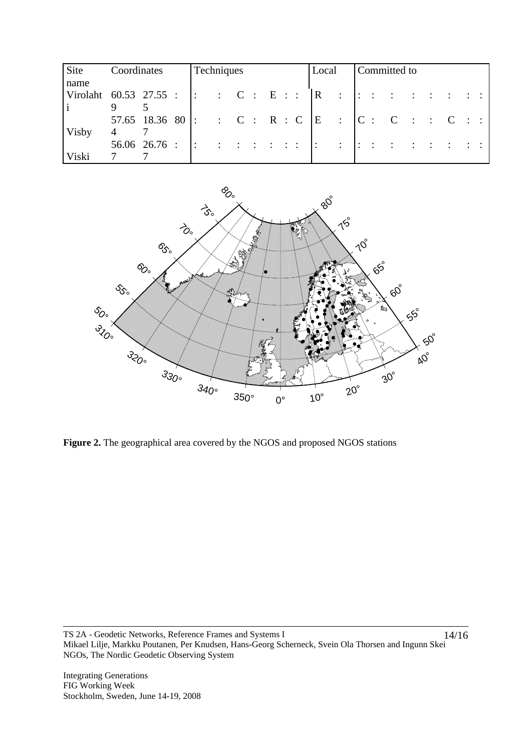| Site name | Coordinates | | | Techniques | Local | Committed to |
|---|---|---|---|---|---|---|
| Virolahti | 60.539 | 27.555 | : | : : C : E : : | R : | : : : : : : : : |
| Visby | 57.654 | 18.367 | 80 | : : C : R : C | E : | C : C : : C : : |
| Viski | 56.067 | 26.767 | : | : : : : : : : | : : | : : : : : : : : |

**Figure 2.** The geographical area covered by the NGOS and proposed NGOS stations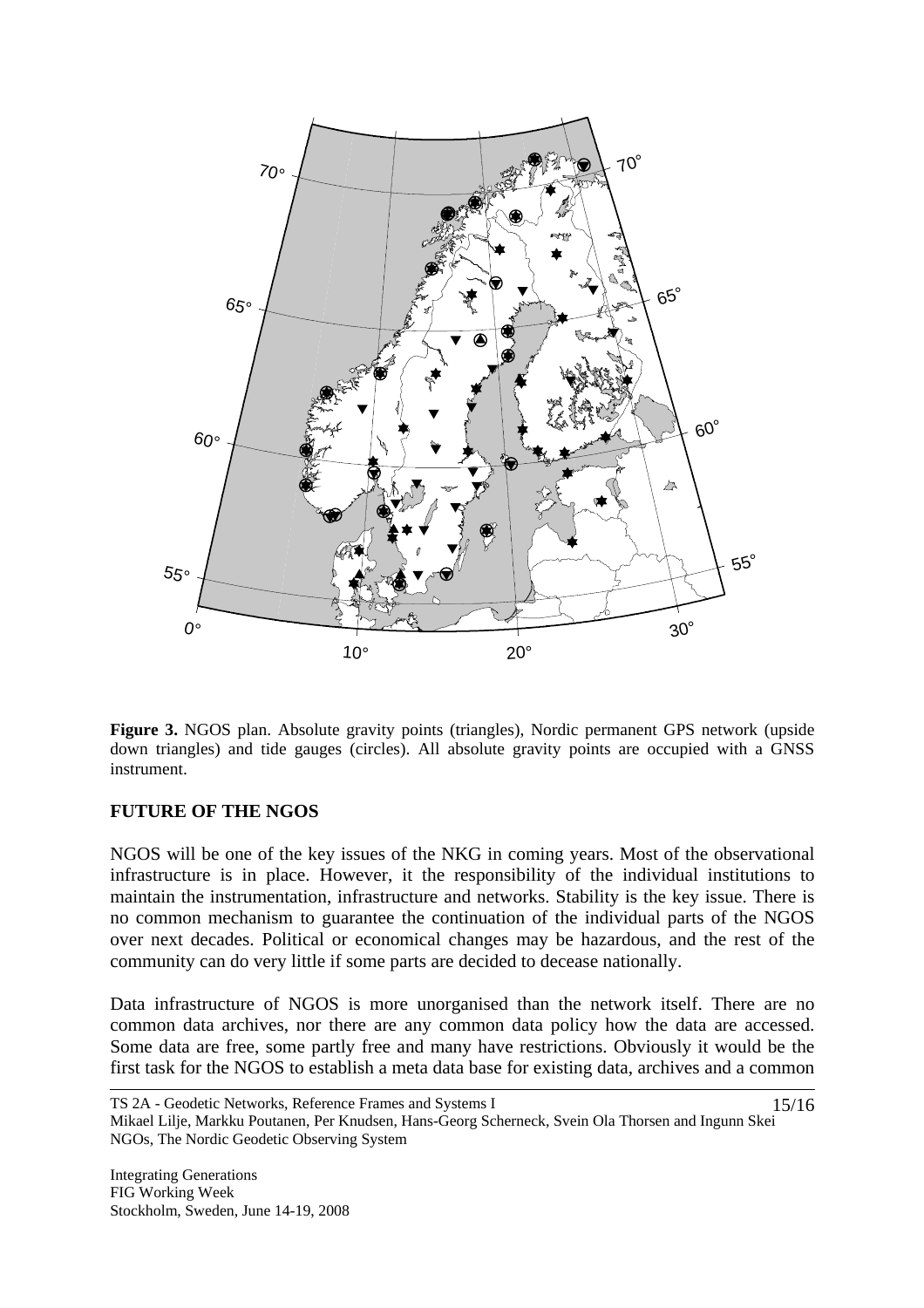**Figure 3.** NGOS plan. Absolute gravity points (triangles), Nordic permanent GPS network (upside down triangles) and tide gauges (circles). All absolute gravity points are occupied with a GNSS instrument.

## FUTURE OF THE NGOS

NGOS will be one of the key issues of the NKG in coming years. Most of the observational infrastructure is in place. However, it the responsibility of the individual institutions to maintain the instrumentation, infrastructure and networks. Stability is the key issue. There is no common mechanism to guarantee the continuation of the individual parts of the NGOS over next decades. Political or economical changes may be hazardous, and the rest of the community can do very little if some parts are decided to decease nationally.

Data infrastructure of NGOS is more unorganised than the network itself. There are no common data archives, nor there are any common data policy how the data are accessed. Some data are free, some partly free and many have restrictions. Obviously it would be the first task for the NGOS to establish a meta data base for existing data, archives and a common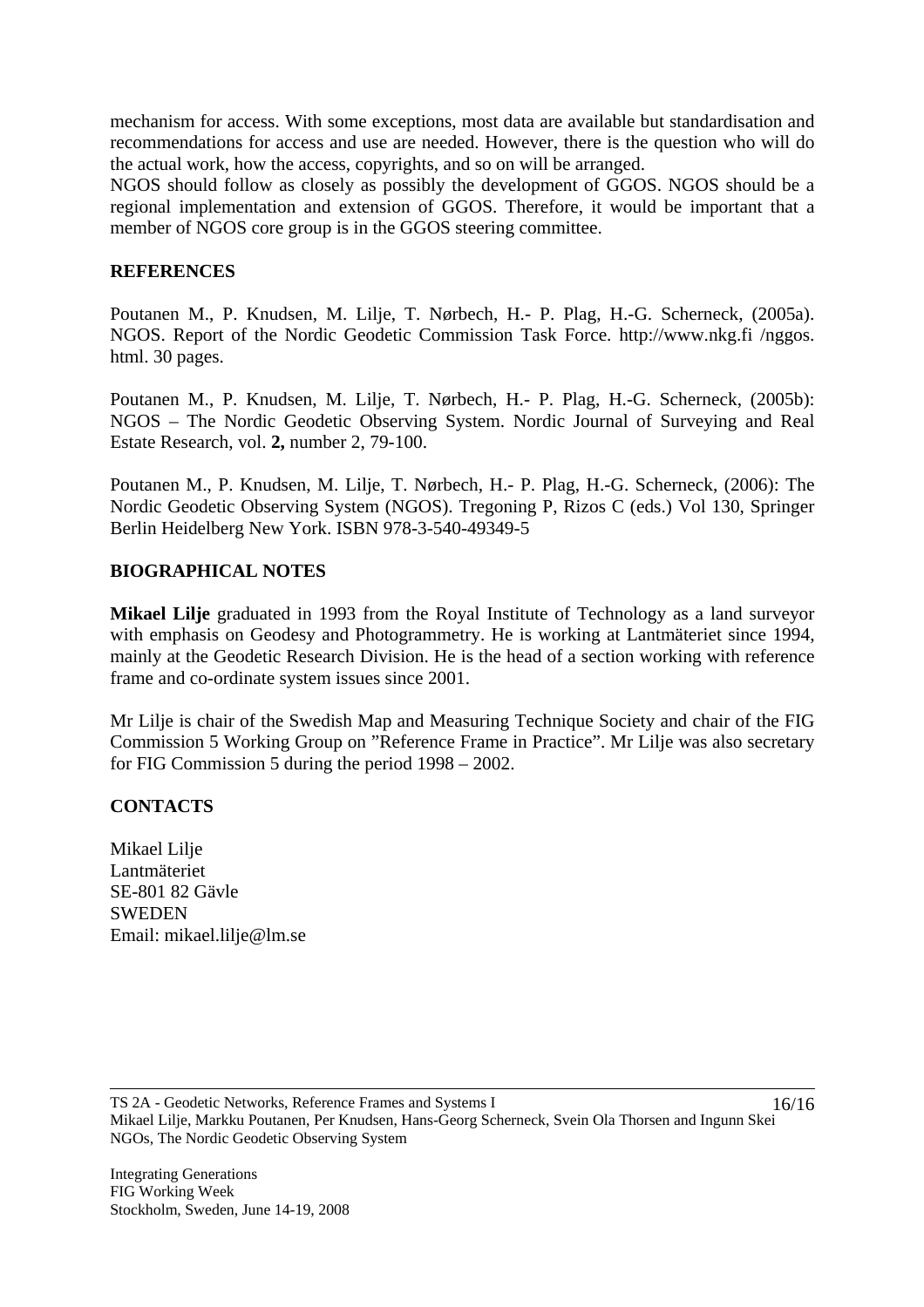mechanism for access. With some exceptions, most data are available but standardisation and recommendations for access and use are needed. However, there is the question who will do the actual work, how the access, copyrights, and so on will be arranged.

NGOS should follow as closely as possibly the development of GGOS. NGOS should be a regional implementation and extension of GGOS. Therefore, it would be important that a member of NGOS core group is in the GGOS steering committee.

## REFERENCES

Poutanen M., P. Knudsen, M. Lilje, T. Nørbech, H.- P. Plag, H.-G. Scherneck, (2005a). NGOS. Report of the Nordic Geodetic Commission Task Force. http://www.nkg.fi /nggos. html. 30 pages.

Poutanen M., P. Knudsen, M. Lilje, T. Nørbech, H.- P. Plag, H.-G. Scherneck, (2005b): NGOS – The Nordic Geodetic Observing System. Nordic Journal of Surveying and Real Estate Research, vol. **2,** number 2, 79-100.

Poutanen M., P. Knudsen, M. Lilje, T. Nørbech, H.- P. Plag, H.-G. Scherneck, (2006): The Nordic Geodetic Observing System (NGOS). Tregoning P, Rizos C (eds.) Vol 130, Springer Berlin Heidelberg New York. ISBN 978-3-540-49349-5

## BIOGRAPHICAL NOTES

**Mikael Lilje** graduated in 1993 from the Royal Institute of Technology as a land surveyor with emphasis on Geodesy and Photogrammetry. He is working at Lantmäteriet since 1994, mainly at the Geodetic Research Division. He is the head of a section working with reference frame and co-ordinate system issues since 2001.

Mr Lilje is chair of the Swedish Map and Measuring Technique Society and chair of the FIG Commission 5 Working Group on "Reference Frame in Practice". Mr Lilje was also secretary for FIG Commission 5 during the period 1998 – 2002.

## CONTACTS

Mikael Lilje
Lantmäteriet
SE-801 82 Gävle
SWEDEN
Email: mikael.lilje@lm.se